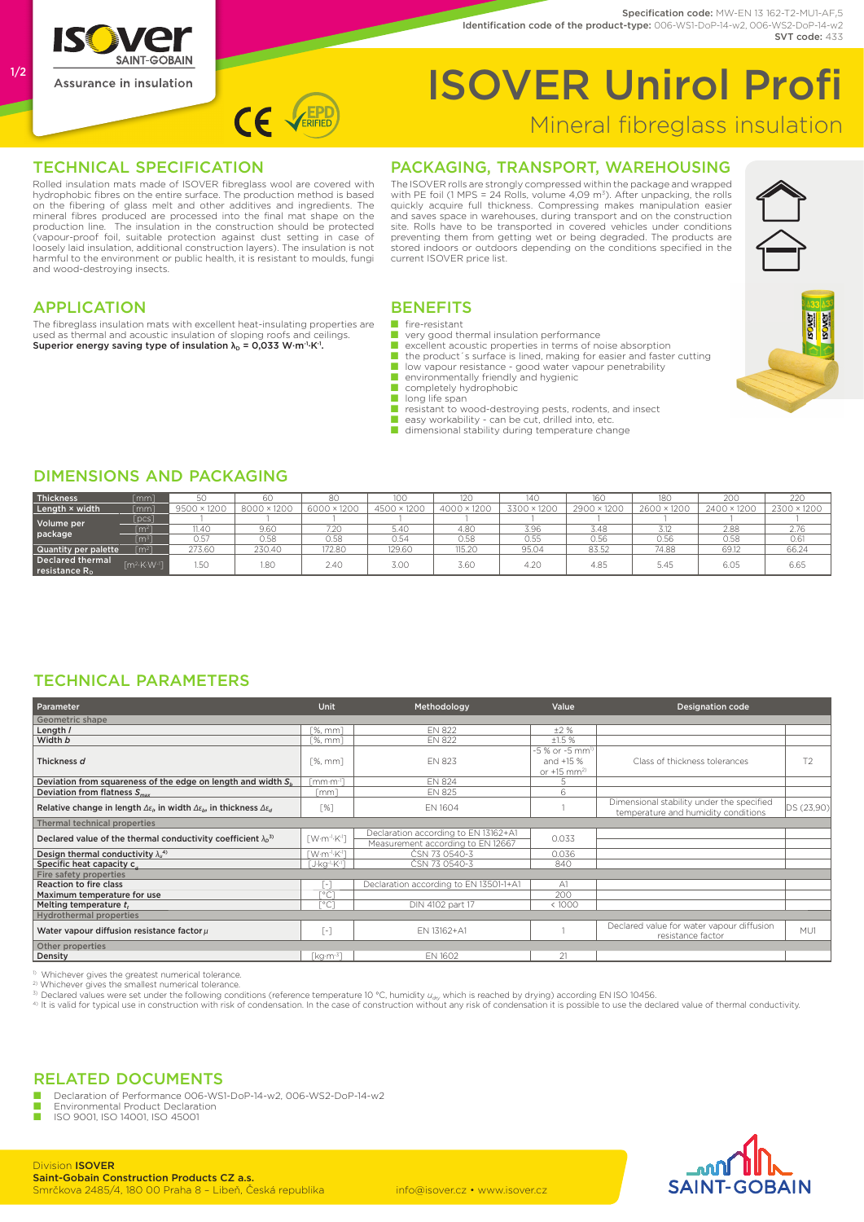**Specification code:** MW-EN 13 162-T2-MU1-AF,5
**Identification code of the product-type:** 006-WS1-DoP-14-w2, 006-WS2-DoP-14-w2
**SVT code:** 433

Assurance in insulation

# ISOVER Unirol Profi

## Mineral fibreglass insulation

## TECHNICAL SPECIFICATION

Rolled insulation mats made of ISOVER fibreglass wool are covered with hydrophobic fibres on the entire surface. The production method is based on the fibering of glass melt and other additives and ingredients. The mineral fibres produced are processed into the final mat shape on the production line. The insulation in the construction should be protected (vapour-proof foil, suitable protection against dust setting in case of loosely laid insulation, additional construction layers). The insulation is not harmful to the environment or public health, it is resistant to moulds, fungi and wood-destroying insects.

## PACKAGING, TRANSPORT, WAREHOUSING

The ISOVER rolls are strongly compressed within the package and wrapped with PE foil (1 MPS = 24 Rolls, volume 4,09 m³). After unpacking, the rolls quickly acquire full thickness. Compressing makes manipulation easier and saves space in warehouses, during transport and on the construction site. Rolls have to be transported in covered vehicles under conditions preventing them from getting wet or being degraded. The products are stored indoors or outdoors depending on the conditions specified in the current ISOVER price list.

## APPLICATION

The fibreglass insulation mats with excellent heat-insulating properties are used as thermal and acoustic insulation of sloping roofs and ceilings.
**Superior energy saving type of insulation $\lambda_D$ = 0,033 W·m⁻¹·K⁻¹.**

## BENEFITS

- fire-resistant
- very good thermal insulation performance
- excellent acoustic properties in terms of noise absorption
- the product´s surface is lined, making for easier and faster cutting
- low vapour resistance - good water vapour penetrability
- environmentally friendly and hygienic
- completely hydrophobic
- long life span
- resistant to wood-destroying pests, rodents, and insect
- easy workability - can be cut, drilled into, etc.
- dimensional stability during temperature change

## DIMENSIONS AND PACKAGING

| Thickness | [mm] | 50 | 60 | 80 | 100 | 120 | 140 | 160 | 180 | 200 | 220 |
|---|---|---|---|---|---|---|---|---|---|---|---|
| Length × width | [mm] | 9500 × 1200 | 8000 × 1200 | 6000 × 1200 | 4500 × 1200 | 4000 × 1200 | 3300 × 1200 | 2900 × 1200 | 2600 × 1200 | 2400 × 1200 | 2300 × 1200 |
| Volume per package | [pcs] | 1 | 1 | 1 | 1 | 1 | 1 | 1 | 1 | 1 | 1 |
| | [m²] | 11.40 | 9.60 | 7.20 | 5.40 | 4.80 | 3.96 | 3.48 | 3.12 | 2.88 | 2.76 |
| | [m³] | 0.57 | 0.58 | 0.58 | 0.54 | 0.58 | 0.55 | 0.56 | 0.56 | 0.58 | 0.61 |
| Quantity per palette | [m²] | 273.60 | 230.40 | 172.80 | 129.60 | 115.20 | 95.04 | 83.52 | 74.88 | 69.12 | 66.24 |
| Declared thermal resistance $R_D$ | [m²·K·W⁻¹] | 1.50 | 1.80 | 2.40 | 3.00 | 3.60 | 4.20 | 4.85 | 5.45 | 6.05 | 6.65 |

## TECHNICAL PARAMETERS

| Parameter | Unit | Methodology | Value | Designation code | |
|---|---|---|---|---|---|
| **Geometric shape** | | | | | |
| Length $l$ | [%, mm] | EN 822 | ±2 % | | |
| Width $b$ | [%, mm] | EN 822 | ±1.5 % | | |
| Thickness $d$ | [%, mm] | EN 823 | -5 % or -5 mm[1] and +15 % or +15 mm[2] | Class of thickness tolerances | T2 |
| Deviation from squareness of the edge on length and width $S_b$ | [mm·m⁻¹] | EN 824 | 5 | | |
| Deviation from flatness $S_{max}$ | [mm] | EN 825 | 6 | | |
| Relative change in length $\Delta\varepsilon_l$, in width $\Delta\varepsilon_b$, in thickness $\Delta\varepsilon_d$ | [%] | EN 1604 | 1 | Dimensional stability under the specified temperature and humidity conditions | DS (23,90) |
| **Thermal technical properties** | | | | | |
| Declared value of the thermal conductivity coefficient $\lambda_D$[3] | [W·m⁻¹·K⁻¹] | Declaration according to EN 13162+A1; Measurement according to EN 12667 | 0.033 | | |
| Design thermal conductivity $\lambda_u$[4] | [W·m⁻¹·K⁻¹] | ČSN 73 0540-3 | 0.036 | | |
| Specific heat capacity $c_d$ | [J·kg⁻¹·K⁻¹] | ČSN 73 0540-3 | 840 | | |
| **Fire safety properties** | | | | | |
| Reaction to fire class | [-] | Declaration according to EN 13501-1+A1 | A1 | | |
| Maximum temperature for use | [°C] | | 200 | | |
| Melting temperature $t_t$ | [°C] | DIN 4102 part 17 | < 1000 | | |
| **Hydrothermal properties** | | | | | |
| Water vapour diffusion resistance factor $\mu$ | [-] | EN 13162+A1 | 1 | Declared value for water vapour diffusion resistance factor | MU1 |
| **Other properties** | | | | | |
| Density | [kg·m⁻³] | EN 1602 | 21 | | |

[1] Whichever gives the greatest numerical tolerance.
[2] Whichever gives the smallest numerical tolerance.
[3] Declared values were set under the following conditions (reference temperature 10 °C, humidity $u_{dry}$ which is reached by drying) according EN ISO 10456.
[4] It is valid for typical use in construction with risk of condensation. In the case of construction without any risk of condensation it is possible to use the declared value of thermal conductivity.

## RELATED DOCUMENTS

- Declaration of Performance 006-WS1-DoP-14-w2, 006-WS2-DoP-14-w2
- Environmental Product Declaration
- ISO 9001, ISO 14001, ISO 45001

Division **ISOVER**
**Saint-Gobain Construction Products CZ a.s.**
Smrčkova 2485/4, 180 00 Praha 8 – Libeň, Česká republika

info@isover.cz • www.isover.cz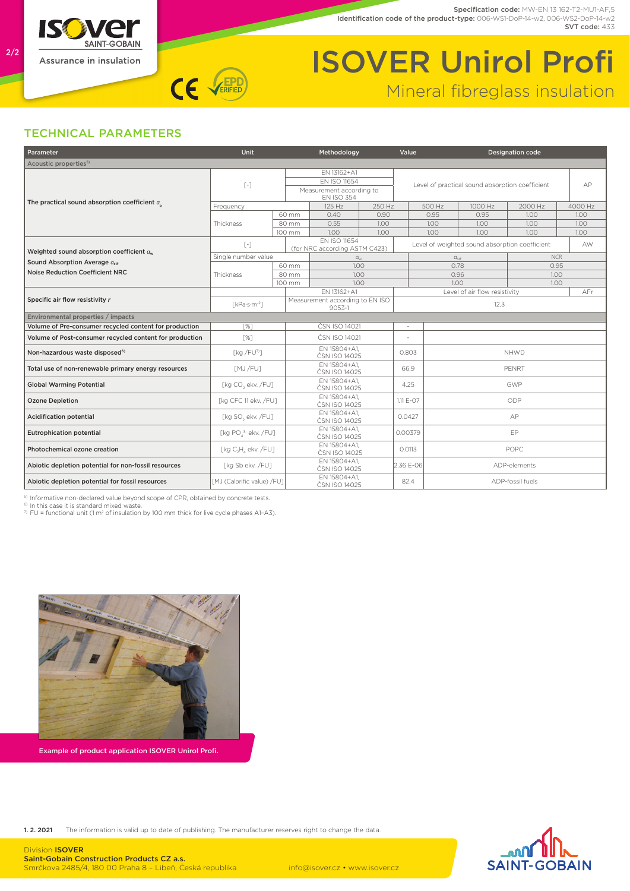Specification code: MW-EN 13 162-T2-MU1-AF,5
Identification code of the product-type: 006-WS1-DoP-14-w2, 006-WS2-DoP-14-w2
SVT code: 433

# ISOVER Unirol Profi

## Mineral fibreglass insulation

## TECHNICAL PARAMETERS

| Parameter | Unit | | Methodology | | Value | | | | Designation code |
|---|---|---|---|---|---|---|---|---|---|
| **Acoustic properties**[5] | | | | | | | | | |
| The practical sound absorption coefficient $\alpha_p$ | [-] | | EN 13162+A1<br>EN ISO 11654<br>Measurement according to EN ISO 354 | | Level of practical sound absorption coefficient | | | | AP |
| | Frequency | | 125 Hz | 250 Hz | 500 Hz | 1000 Hz | 2000 Hz | 4000 Hz | |
| | Thickness | 60 mm | 0.40 | 0.90 | 0.95 | 0.95 | 1.00 | 1.00 | |
| | | 80 mm | 0.55 | 1.00 | 1.00 | 1.00 | 1.00 | 1.00 | |
| | | 100 mm | 1.00 | 1.00 | 1.00 | 1.00 | 1.00 | 1.00 | |
| Weighted sound absorption coefficient $\alpha_w$<br>Sound Absorption Average $\alpha_{SAA}$<br>Noise Reduction Coefficient NRC | [-] | | EN ISO 11654<br>(for NRC according ASTM C423) | | Level of weighted sound absorption coefficient | | | | AW |
| | Single number value | | $\alpha_w$ | | $\alpha_{SAA}$ | | NCR | | |
| | Thickness | 60 mm | 1.00 | | 0.78 | | 0.95 | | |
| | | 80 mm | 1.00 | | 0.96 | | 1.00 | | |
| | | 100 mm | 1.00 | | 1.00 | | 1.00 | | |
| Specific air flow resistivity $r$ | [kPa·s·m⁻²] | | EN 13162+A1<br>Measurement according to EN ISO 9053-1 | | Level of air flow resistivity<br>12,3 | | | | AFr |
| **Environmental properties / impacts** | | | | | | | | | |
| Volume of Pre-consumer recycled content for production | [%] | | ČSN ISO 14021 | | - | | | | |
| Volume of Post-consumer recycled content for production | [%] | | ČSN ISO 14021 | | - | | | | |
| Non-hazardous waste disposed[6] | [kg /FU[7]] | | EN 15804+A1, ČSN ISO 14025 | | 0.803 | | | | NHWD |
| Total use of non-renewable primary energy resources | [MJ /FU] | | EN 15804+A1, ČSN ISO 14025 | | 66.9 | | | | PENRT |
| Global Warming Potential | [kg $CO_2$ ekv. /FU] | | EN 15804+A1, ČSN ISO 14025 | | 4.25 | | | | GWP |
| Ozone Depletion | [kg CFC 11 ekv. /FU] | | EN 15804+A1, ČSN ISO 14025 | | 1.11 E-07 | | | | ODP |
| Acidification potential | [kg $SO_2$ ekv. /FU] | | EN 15804+A1, ČSN ISO 14025 | | 0.0427 | | | | AP |
| Eutrophication potential | [kg $PO_4^{3-}$ ekv. /FU] | | EN 15804+A1, ČSN ISO 14025 | | 0.00379 | | | | EP |
| Photochemical ozone creation | [kg $C_2H_4$ ekv. /FU] | | EN 15804+A1, ČSN ISO 14025 | | 0.0113 | | | | POPC |
| Abiotic depletion potential for non-fossil resources | [kg Sb ekv. /FU] | | EN 15804+A1, ČSN ISO 14025 | | 2.36 E-06 | | | | ADP-elements |
| Abiotic depletion potential for fossil resources | [MJ (Calorific value) /FU] | | EN 15804+A1, ČSN ISO 14025 | | 82.4 | | | | ADP-fossil fuels |

[5] Informative non-declared value beyond scope of CPR, obtained by concrete tests.
[6] In this case it is standard mixed waste.
[7] FU = functional unit (1 m² of insulation by 100 mm thick for live cycle phases A1–A3).

Example of product application ISOVER Unirol Profi.

**1. 2. 2021** The information is valid up to date of publishing. The manufacturer reserves right to change the data.

Division **ISOVER**
**Saint-Gobain Construction Products CZ a.s.**
Smrčkova 2485/4, 180 00 Praha 8 – Libeň, Česká republika

info@isover.cz • www.isover.cz